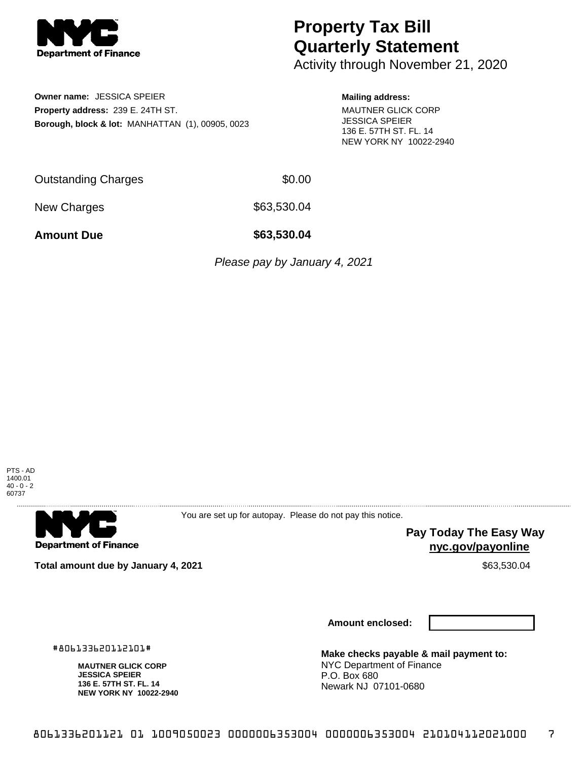**NYC Department of Finance**

# Property Tax Bill Quarterly Statement

Activity through November 21, 2020

**Owner name:** JESSICA SPEIER
**Property address:** 239 E. 24TH ST.
**Borough, block & lot:** MANHATTAN (1), 00905, 0023

**Mailing address:**
MAUTNER GLICK CORP
JESSICA SPEIER
136 E. 57TH ST. FL. 14
NEW YORK NY 10022-2940

| | |
|---|---|
| Outstanding Charges | $0.00 |
| New Charges | $63,530.04 |
| **Amount Due** | **$63,530.04** |

*Please pay by January 4, 2021*

PTS - AD
1400.01
40 - 0 - 2
60737

---

**NYC Department of Finance**

You are set up for autopay. Please do not pay this notice.

**Pay Today The Easy Way**
**nyc.gov/payonline**

**Total amount due by January 4, 2021** $63,530.04

**Amount enclosed:**

#806133620112101#

**MAUTNER GLICK CORP**
**JESSICA SPEIER**
**136 E. 57TH ST. FL. 14**
**NEW YORK NY 10022-2940**

**Make checks payable & mail payment to:**
NYC Department of Finance
P.O. Box 680
Newark NJ 07101-0680

8061336201121 01 1009050023 0000006353004 0000006353004 210104112021000 7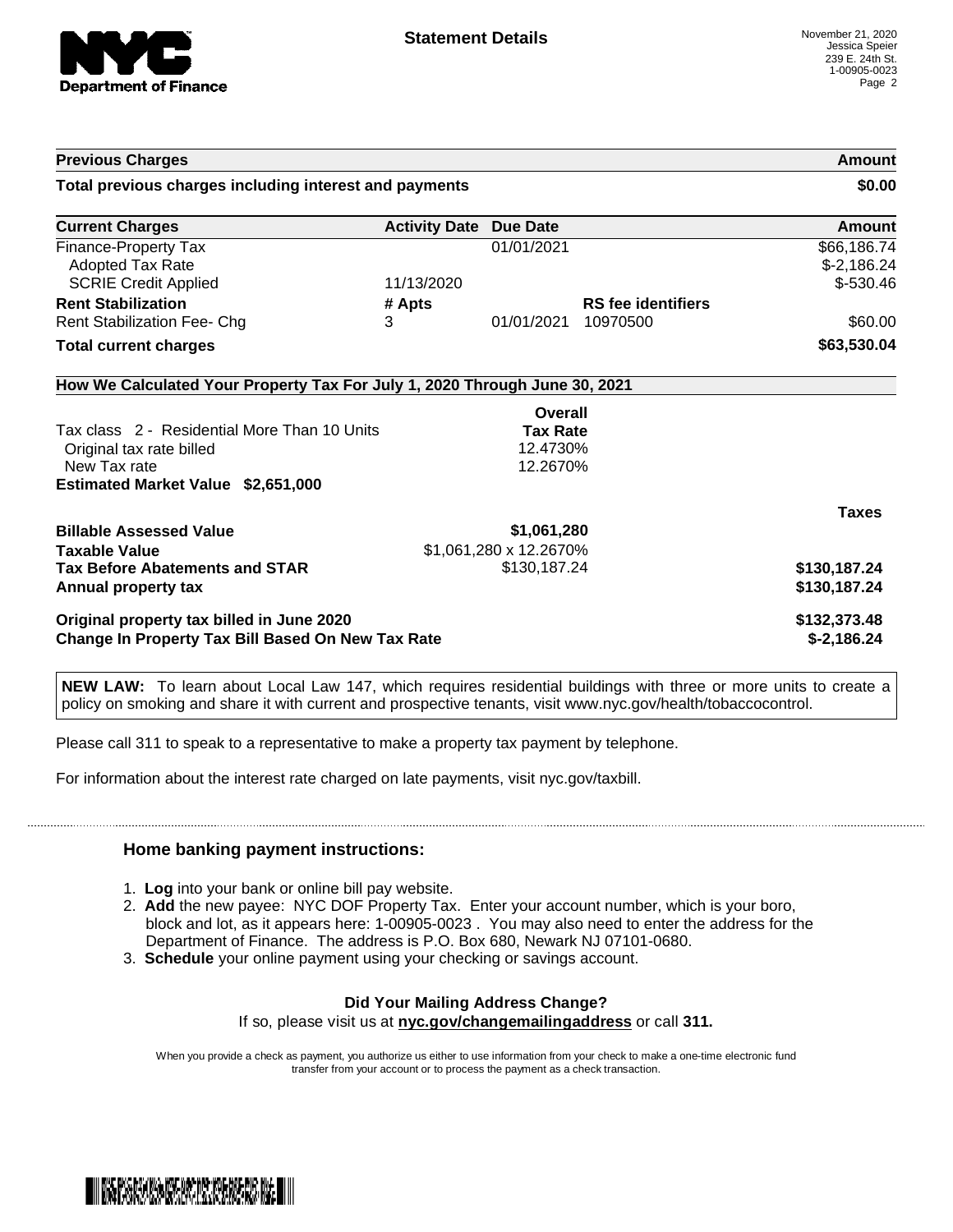## Statement Details

November 21, 2020
Jessica Speier
239 E. 24th St.
1-00905-0023

| Previous Charges | | | | Amount |
|---|---|---|---|---|
| **Total previous charges including interest and payments** | | | | **$0.00** |

| Current Charges | Activity Date | Due Date | | Amount |
|---|---|---|---|---|
| Finance-Property Tax | | 01/01/2021 | | $66,186.74 |
| Adopted Tax Rate | | | | $-2,186.24 |
| SCRIE Credit Applied | 11/13/2020 | | | $-530.46 |
| **Rent Stabilization** | **# Apts** | | **RS fee identifiers** | |
| Rent Stabilization Fee- Chg | 3 | 01/01/2021 | 10970500 | $60.00 |
| **Total current charges** | | | | **$63,530.04** |

### How We Calculated Your Property Tax For July 1, 2020 Through June 30, 2021

| | Overall Tax Rate | |
|---|---|---|
| Tax class 2 - Residential More Than 10 Units | | |
| Original tax rate billed | 12.4730% | |
| New Tax rate | 12.2670% | |
| **Estimated Market Value $2,651,000** | | |
| | | **Taxes** |
| **Billable Assessed Value** | **$1,061,280** | |
| **Taxable Value** | $1,061,280 x 12.2670% | |
| **Tax Before Abatements and STAR** | $130,187.24 | **$130,187.24** |
| **Annual property tax** | | **$130,187.24** |
| **Original property tax billed in June 2020** | | **$132,373.48** |
| **Change In Property Tax Bill Based On New Tax Rate** | | **$-2,186.24** |

**NEW LAW:** To learn about Local Law 147, which requires residential buildings with three or more units to create a policy on smoking and share it with current and prospective tenants, visit www.nyc.gov/health/tobaccocontrol.

Please call 311 to speak to a representative to make a property tax payment by telephone.

For information about the interest rate charged on late payments, visit nyc.gov/taxbill.

### Home banking payment instructions:

1. **Log** into your bank or online bill pay website.
2. **Add** the new payee: NYC DOF Property Tax. Enter your account number, which is your boro, block and lot, as it appears here: 1-00905-0023 . You may also need to enter the address for the Department of Finance. The address is P.O. Box 680, Newark NJ 07101-0680.
3. **Schedule** your online payment using your checking or savings account.

**Did Your Mailing Address Change?**
If so, please visit us at **nyc.gov/changemailingaddress** or call **311.**

When you provide a check as payment, you authorize us either to use information from your check to make a one-time electronic fund transfer from your account or to process the payment as a check transaction.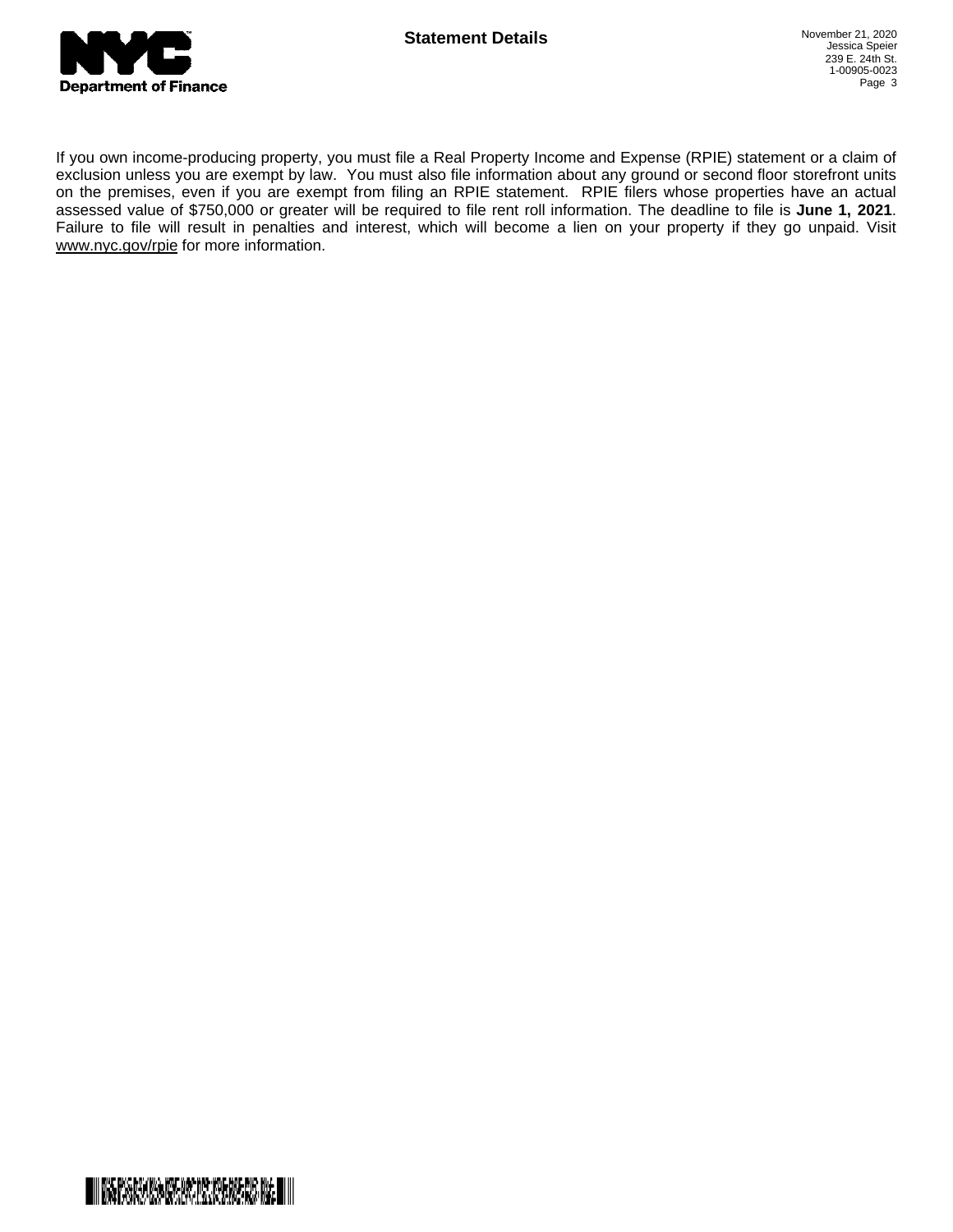If you own income-producing property, you must file a Real Property Income and Expense (RPIE) statement or a claim of exclusion unless you are exempt by law. You must also file information about any ground or second floor storefront units on the premises, even if you are exempt from filing an RPIE statement. RPIE filers whose properties have an actual assessed value of $750,000 or greater will be required to file rent roll information. The deadline to file is **June 1, 2021**. Failure to file will result in penalties and interest, which will become a lien on your property if they go unpaid. Visit www.nyc.gov/rpie for more information.